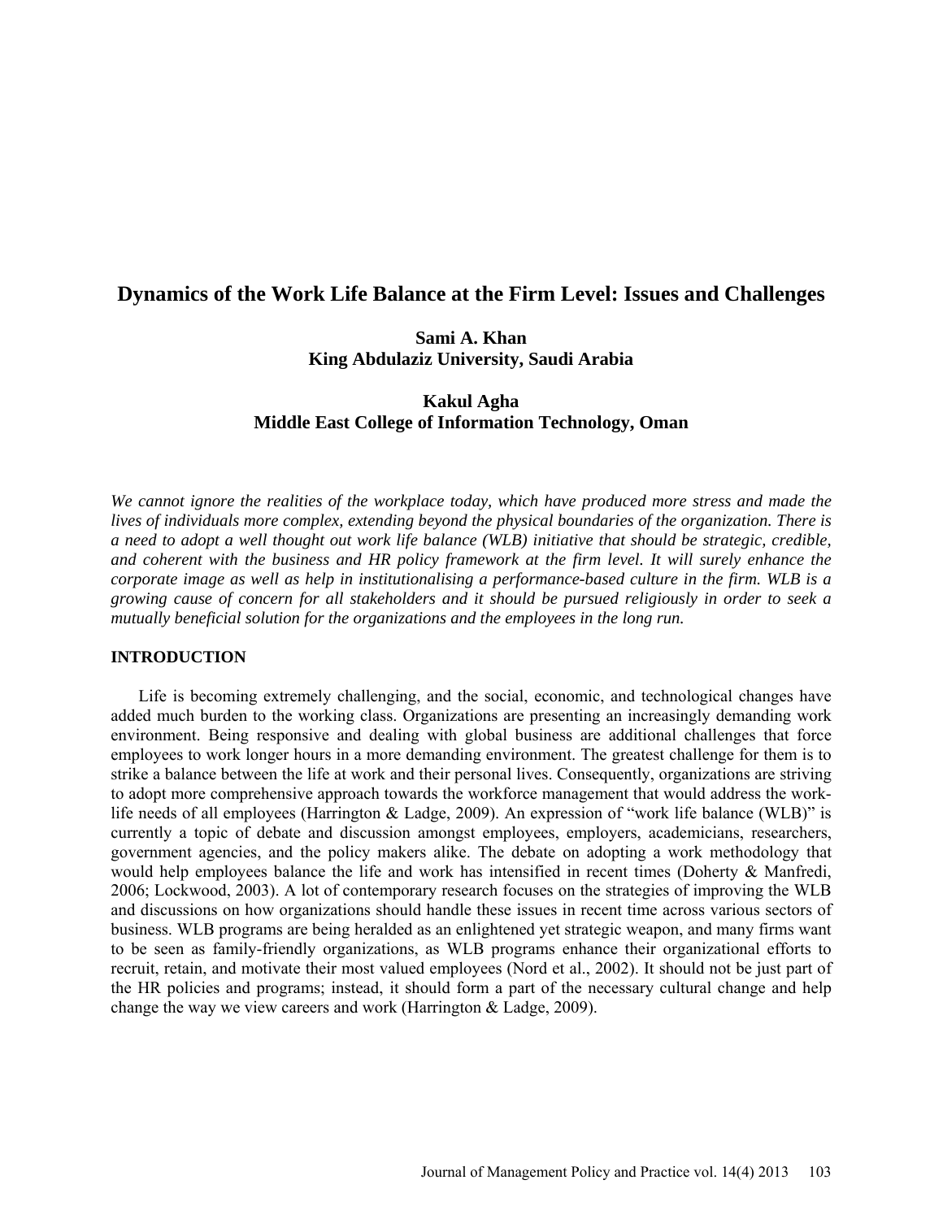# Dynamics of the Work Life Balance at the Firm Level: Issues and Challenges

**Sami A. Khan**
**King Abdulaziz University, Saudi Arabia**

**Kakul Agha**
**Middle East College of Information Technology, Oman**

*We cannot ignore the realities of the workplace today, which have produced more stress and made the lives of individuals more complex, extending beyond the physical boundaries of the organization. There is a need to adopt a well thought out work life balance (WLB) initiative that should be strategic, credible, and coherent with the business and HR policy framework at the firm level. It will surely enhance the corporate image as well as help in institutionalising a performance-based culture in the firm. WLB is a growing cause of concern for all stakeholders and it should be pursued religiously in order to seek a mutually beneficial solution for the organizations and the employees in the long run.*

## INTRODUCTION

Life is becoming extremely challenging, and the social, economic, and technological changes have added much burden to the working class. Organizations are presenting an increasingly demanding work environment. Being responsive and dealing with global business are additional challenges that force employees to work longer hours in a more demanding environment. The greatest challenge for them is to strike a balance between the life at work and their personal lives. Consequently, organizations are striving to adopt more comprehensive approach towards the workforce management that would address the work-life needs of all employees (Harrington & Ladge, 2009). An expression of "work life balance (WLB)" is currently a topic of debate and discussion amongst employees, employers, academicians, researchers, government agencies, and the policy makers alike. The debate on adopting a work methodology that would help employees balance the life and work has intensified in recent times (Doherty & Manfredi, 2006; Lockwood, 2003). A lot of contemporary research focuses on the strategies of improving the WLB and discussions on how organizations should handle these issues in recent time across various sectors of business. WLB programs are being heralded as an enlightened yet strategic weapon, and many firms want to be seen as family-friendly organizations, as WLB programs enhance their organizational efforts to recruit, retain, and motivate their most valued employees (Nord et al., 2002). It should not be just part of the HR policies and programs; instead, it should form a part of the necessary cultural change and help change the way we view careers and work (Harrington & Ladge, 2009).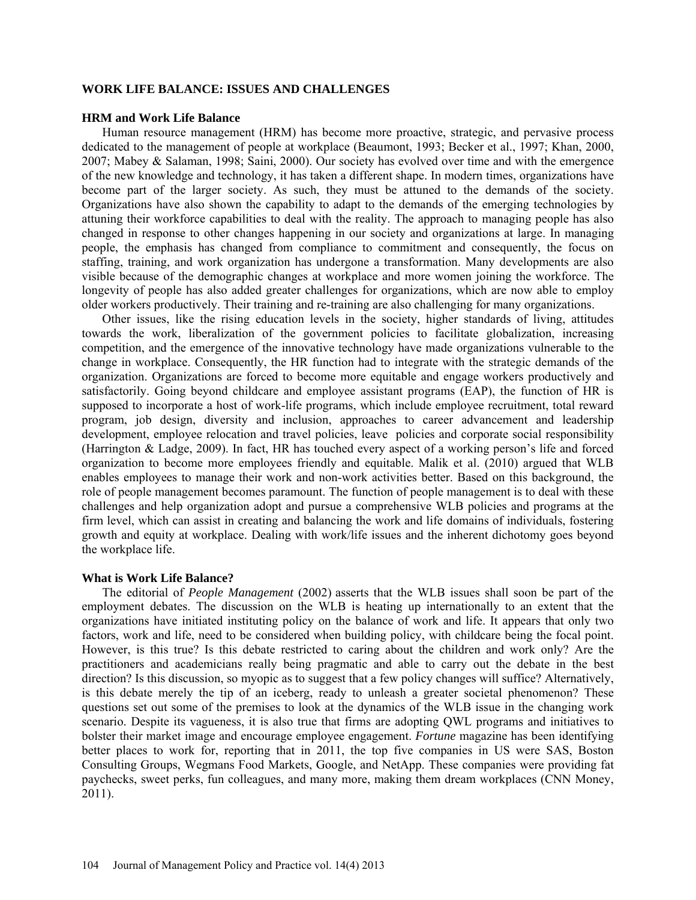## WORK LIFE BALANCE: ISSUES AND CHALLENGES

### HRM and Work Life Balance

Human resource management (HRM) has become more proactive, strategic, and pervasive process dedicated to the management of people at workplace (Beaumont, 1993; Becker et al., 1997; Khan, 2000, 2007; Mabey & Salaman, 1998; Saini, 2000). Our society has evolved over time and with the emergence of the new knowledge and technology, it has taken a different shape. In modern times, organizations have become part of the larger society. As such, they must be attuned to the demands of the society. Organizations have also shown the capability to adapt to the demands of the emerging technologies by attuning their workforce capabilities to deal with the reality. The approach to managing people has also changed in response to other changes happening in our society and organizations at large. In managing people, the emphasis has changed from compliance to commitment and consequently, the focus on staffing, training, and work organization has undergone a transformation. Many developments are also visible because of the demographic changes at workplace and more women joining the workforce. The longevity of people has also added greater challenges for organizations, which are now able to employ older workers productively. Their training and re-training are also challenging for many organizations.

Other issues, like the rising education levels in the society, higher standards of living, attitudes towards the work, liberalization of the government policies to facilitate globalization, increasing competition, and the emergence of the innovative technology have made organizations vulnerable to the change in workplace. Consequently, the HR function had to integrate with the strategic demands of the organization. Organizations are forced to become more equitable and engage workers productively and satisfactorily. Going beyond childcare and employee assistant programs (EAP), the function of HR is supposed to incorporate a host of work-life programs, which include employee recruitment, total reward program, job design, diversity and inclusion, approaches to career advancement and leadership development, employee relocation and travel policies, leave policies and corporate social responsibility (Harrington & Ladge, 2009). In fact, HR has touched every aspect of a working person's life and forced organization to become more employees friendly and equitable. Malik et al. (2010) argued that WLB enables employees to manage their work and non-work activities better. Based on this background, the role of people management becomes paramount. The function of people management is to deal with these challenges and help organization adopt and pursue a comprehensive WLB policies and programs at the firm level, which can assist in creating and balancing the work and life domains of individuals, fostering growth and equity at workplace. Dealing with work/life issues and the inherent dichotomy goes beyond the workplace life.

### What is Work Life Balance?

The editorial of *People Management* (2002) asserts that the WLB issues shall soon be part of the employment debates. The discussion on the WLB is heating up internationally to an extent that the organizations have initiated instituting policy on the balance of work and life. It appears that only two factors, work and life, need to be considered when building policy, with childcare being the focal point. However, is this true? Is this debate restricted to caring about the children and work only? Are the practitioners and academicians really being pragmatic and able to carry out the debate in the best direction? Is this discussion, so myopic as to suggest that a few policy changes will suffice? Alternatively, is this debate merely the tip of an iceberg, ready to unleash a greater societal phenomenon? These questions set out some of the premises to look at the dynamics of the WLB issue in the changing work scenario. Despite its vagueness, it is also true that firms are adopting QWL programs and initiatives to bolster their market image and encourage employee engagement. *Fortune* magazine has been identifying better places to work for, reporting that in 2011, the top five companies in US were SAS, Boston Consulting Groups, Wegmans Food Markets, Google, and NetApp. These companies were providing fat paychecks, sweet perks, fun colleagues, and many more, making them dream workplaces (CNN Money, 2011).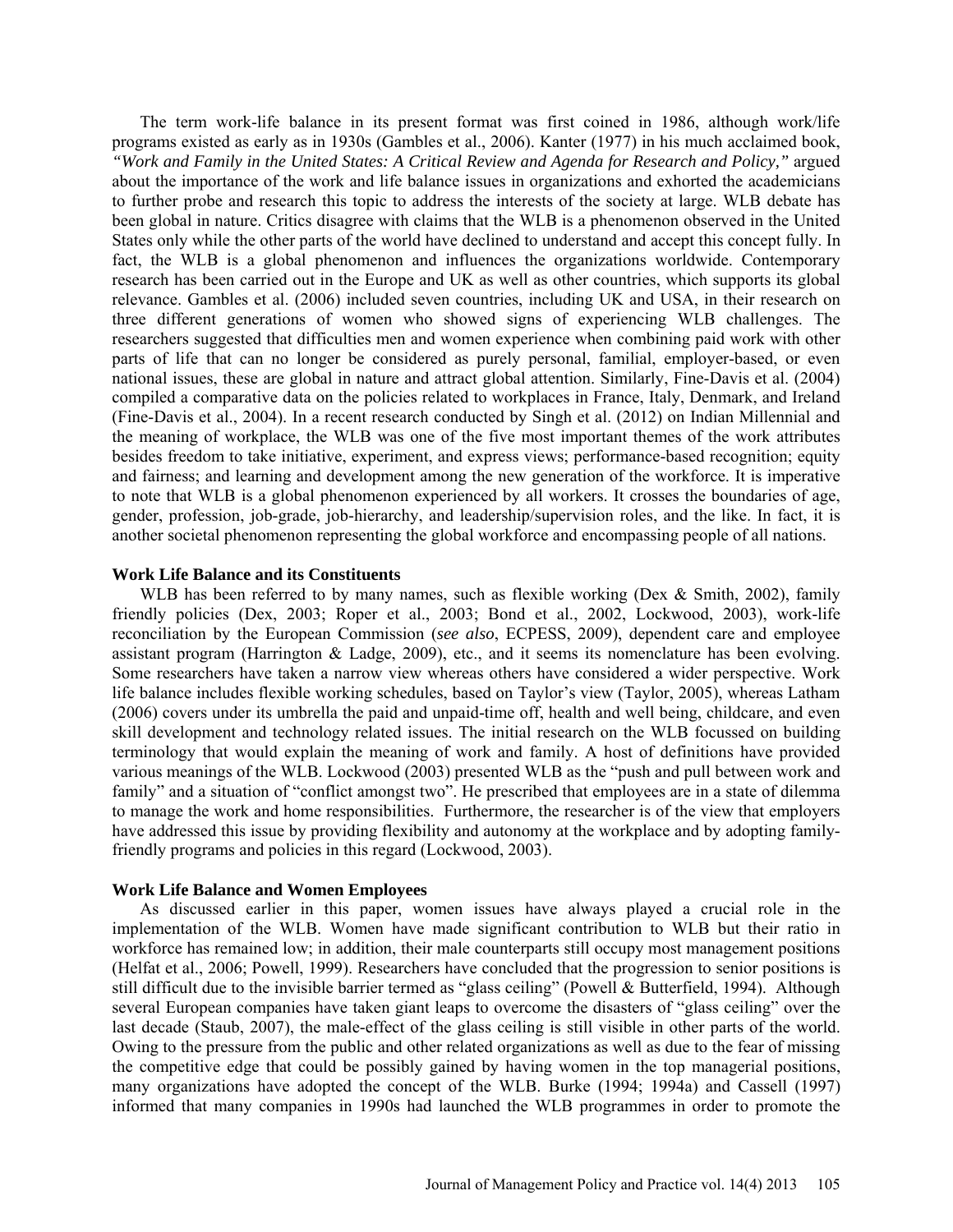The term work-life balance in its present format was first coined in 1986, although work/life programs existed as early as in 1930s (Gambles et al., 2006). Kanter (1977) in his much acclaimed book, *"Work and Family in the United States: A Critical Review and Agenda for Research and Policy,"* argued about the importance of the work and life balance issues in organizations and exhorted the academicians to further probe and research this topic to address the interests of the society at large. WLB debate has been global in nature. Critics disagree with claims that the WLB is a phenomenon observed in the United States only while the other parts of the world have declined to understand and accept this concept fully. In fact, the WLB is a global phenomenon and influences the organizations worldwide. Contemporary research has been carried out in the Europe and UK as well as other countries, which supports its global relevance. Gambles et al. (2006) included seven countries, including UK and USA, in their research on three different generations of women who showed signs of experiencing WLB challenges. The researchers suggested that difficulties men and women experience when combining paid work with other parts of life that can no longer be considered as purely personal, familial, employer-based, or even national issues, these are global in nature and attract global attention. Similarly, Fine-Davis et al. (2004) compiled a comparative data on the policies related to workplaces in France, Italy, Denmark, and Ireland (Fine-Davis et al., 2004). In a recent research conducted by Singh et al. (2012) on Indian Millennial and the meaning of workplace, the WLB was one of the five most important themes of the work attributes besides freedom to take initiative, experiment, and express views; performance-based recognition; equity and fairness; and learning and development among the new generation of the workforce. It is imperative to note that WLB is a global phenomenon experienced by all workers. It crosses the boundaries of age, gender, profession, job-grade, job-hierarchy, and leadership/supervision roles, and the like. In fact, it is another societal phenomenon representing the global workforce and encompassing people of all nations.

**Work Life Balance and its Constituents**

WLB has been referred to by many names, such as flexible working (Dex & Smith, 2002), family friendly policies (Dex, 2003; Roper et al., 2003; Bond et al., 2002, Lockwood, 2003), work-life reconciliation by the European Commission (*see also*, ECPESS, 2009), dependent care and employee assistant program (Harrington & Ladge, 2009), etc., and it seems its nomenclature has been evolving. Some researchers have taken a narrow view whereas others have considered a wider perspective. Work life balance includes flexible working schedules, based on Taylor's view (Taylor, 2005), whereas Latham (2006) covers under its umbrella the paid and unpaid-time off, health and well being, childcare, and even skill development and technology related issues. The initial research on the WLB focussed on building terminology that would explain the meaning of work and family. A host of definitions have provided various meanings of the WLB. Lockwood (2003) presented WLB as the "push and pull between work and family" and a situation of "conflict amongst two". He prescribed that employees are in a state of dilemma to manage the work and home responsibilities. Furthermore, the researcher is of the view that employers have addressed this issue by providing flexibility and autonomy at the workplace and by adopting family-friendly programs and policies in this regard (Lockwood, 2003).

**Work Life Balance and Women Employees**

As discussed earlier in this paper, women issues have always played a crucial role in the implementation of the WLB. Women have made significant contribution to WLB but their ratio in workforce has remained low; in addition, their male counterparts still occupy most management positions (Helfat et al., 2006; Powell, 1999). Researchers have concluded that the progression to senior positions is still difficult due to the invisible barrier termed as "glass ceiling" (Powell & Butterfield, 1994). Although several European companies have taken giant leaps to overcome the disasters of "glass ceiling" over the last decade (Staub, 2007), the male-effect of the glass ceiling is still visible in other parts of the world. Owing to the pressure from the public and other related organizations as well as due to the fear of missing the competitive edge that could be possibly gained by having women in the top managerial positions, many organizations have adopted the concept of the WLB. Burke (1994; 1994a) and Cassell (1997) informed that many companies in 1990s had launched the WLB programmes in order to promote the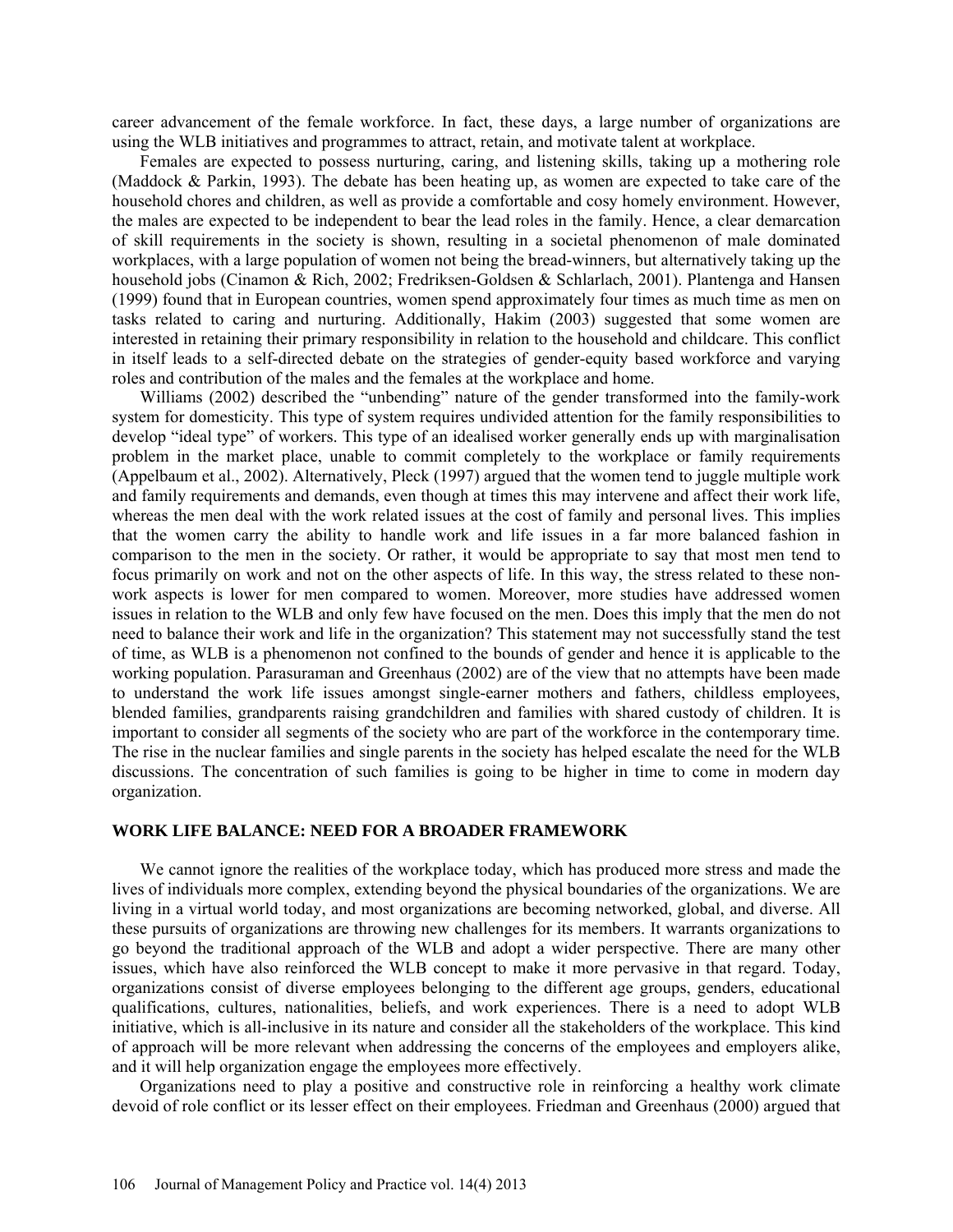career advancement of the female workforce. In fact, these days, a large number of organizations are using the WLB initiatives and programmes to attract, retain, and motivate talent at workplace.

Females are expected to possess nurturing, caring, and listening skills, taking up a mothering role (Maddock & Parkin, 1993). The debate has been heating up, as women are expected to take care of the household chores and children, as well as provide a comfortable and cosy homely environment. However, the males are expected to be independent to bear the lead roles in the family. Hence, a clear demarcation of skill requirements in the society is shown, resulting in a societal phenomenon of male dominated workplaces, with a large population of women not being the bread-winners, but alternatively taking up the household jobs (Cinamon & Rich, 2002; Fredriksen-Goldsen & Schlarlach, 2001). Plantenga and Hansen (1999) found that in European countries, women spend approximately four times as much time as men on tasks related to caring and nurturing. Additionally, Hakim (2003) suggested that some women are interested in retaining their primary responsibility in relation to the household and childcare. This conflict in itself leads to a self-directed debate on the strategies of gender-equity based workforce and varying roles and contribution of the males and the females at the workplace and home.

Williams (2002) described the "unbending" nature of the gender transformed into the family-work system for domesticity. This type of system requires undivided attention for the family responsibilities to develop "ideal type" of workers. This type of an idealised worker generally ends up with marginalisation problem in the market place, unable to commit completely to the workplace or family requirements (Appelbaum et al., 2002). Alternatively, Pleck (1997) argued that the women tend to juggle multiple work and family requirements and demands, even though at times this may intervene and affect their work life, whereas the men deal with the work related issues at the cost of family and personal lives. This implies that the women carry the ability to handle work and life issues in a far more balanced fashion in comparison to the men in the society. Or rather, it would be appropriate to say that most men tend to focus primarily on work and not on the other aspects of life. In this way, the stress related to these non-work aspects is lower for men compared to women. Moreover, more studies have addressed women issues in relation to the WLB and only few have focused on the men. Does this imply that the men do not need to balance their work and life in the organization? This statement may not successfully stand the test of time, as WLB is a phenomenon not confined to the bounds of gender and hence it is applicable to the working population. Parasuraman and Greenhaus (2002) are of the view that no attempts have been made to understand the work life issues amongst single-earner mothers and fathers, childless employees, blended families, grandparents raising grandchildren and families with shared custody of children. It is important to consider all segments of the society who are part of the workforce in the contemporary time. The rise in the nuclear families and single parents in the society has helped escalate the need for the WLB discussions. The concentration of such families is going to be higher in time to come in modern day organization.

## WORK LIFE BALANCE: NEED FOR A BROADER FRAMEWORK

We cannot ignore the realities of the workplace today, which has produced more stress and made the lives of individuals more complex, extending beyond the physical boundaries of the organizations. We are living in a virtual world today, and most organizations are becoming networked, global, and diverse. All these pursuits of organizations are throwing new challenges for its members. It warrants organizations to go beyond the traditional approach of the WLB and adopt a wider perspective. There are many other issues, which have also reinforced the WLB concept to make it more pervasive in that regard. Today, organizations consist of diverse employees belonging to the different age groups, genders, educational qualifications, cultures, nationalities, beliefs, and work experiences. There is a need to adopt WLB initiative, which is all-inclusive in its nature and consider all the stakeholders of the workplace. This kind of approach will be more relevant when addressing the concerns of the employees and employers alike, and it will help organization engage the employees more effectively.

Organizations need to play a positive and constructive role in reinforcing a healthy work climate devoid of role conflict or its lesser effect on their employees. Friedman and Greenhaus (2000) argued that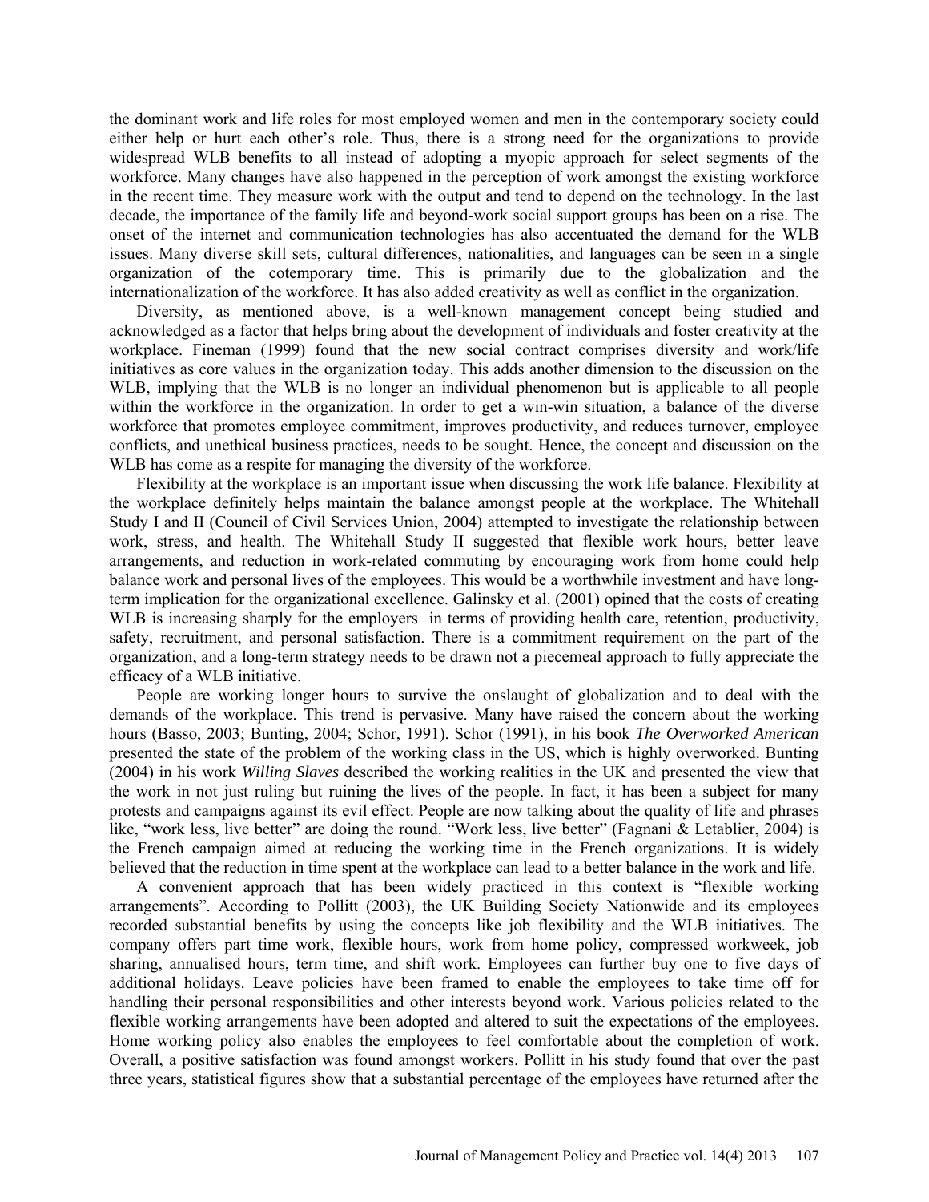the dominant work and life roles for most employed women and men in the contemporary society could either help or hurt each other's role. Thus, there is a strong need for the organizations to provide widespread WLB benefits to all instead of adopting a myopic approach for select segments of the workforce. Many changes have also happened in the perception of work amongst the existing workforce in the recent time. They measure work with the output and tend to depend on the technology. In the last decade, the importance of the family life and beyond-work social support groups has been on a rise. The onset of the internet and communication technologies has also accentuated the demand for the WLB issues. Many diverse skill sets, cultural differences, nationalities, and languages can be seen in a single organization of the cotemporary time. This is primarily due to the globalization and the internationalization of the workforce. It has also added creativity as well as conflict in the organization.

Diversity, as mentioned above, is a well-known management concept being studied and acknowledged as a factor that helps bring about the development of individuals and foster creativity at the workplace. Fineman (1999) found that the new social contract comprises diversity and work/life initiatives as core values in the organization today. This adds another dimension to the discussion on the WLB, implying that the WLB is no longer an individual phenomenon but is applicable to all people within the workforce in the organization. In order to get a win-win situation, a balance of the diverse workforce that promotes employee commitment, improves productivity, and reduces turnover, employee conflicts, and unethical business practices, needs to be sought. Hence, the concept and discussion on the WLB has come as a respite for managing the diversity of the workforce.

Flexibility at the workplace is an important issue when discussing the work life balance. Flexibility at the workplace definitely helps maintain the balance amongst people at the workplace. The Whitehall Study I and II (Council of Civil Services Union, 2004) attempted to investigate the relationship between work, stress, and health. The Whitehall Study II suggested that flexible work hours, better leave arrangements, and reduction in work-related commuting by encouraging work from home could help balance work and personal lives of the employees. This would be a worthwhile investment and have long-term implication for the organizational excellence. Galinsky et al. (2001) opined that the costs of creating WLB is increasing sharply for the employers in terms of providing health care, retention, productivity, safety, recruitment, and personal satisfaction. There is a commitment requirement on the part of the organization, and a long-term strategy needs to be drawn not a piecemeal approach to fully appreciate the efficacy of a WLB initiative.

People are working longer hours to survive the onslaught of globalization and to deal with the demands of the workplace. This trend is pervasive. Many have raised the concern about the working hours (Basso, 2003; Bunting, 2004; Schor, 1991). Schor (1991), in his book *The Overworked American* presented the state of the problem of the working class in the US, which is highly overworked. Bunting (2004) in his work *Willing Slaves* described the working realities in the UK and presented the view that the work in not just ruling but ruining the lives of the people. In fact, it has been a subject for many protests and campaigns against its evil effect. People are now talking about the quality of life and phrases like, "work less, live better" are doing the round. "Work less, live better" (Fagnani & Letablier, 2004) is the French campaign aimed at reducing the working time in the French organizations. It is widely believed that the reduction in time spent at the workplace can lead to a better balance in the work and life.

A convenient approach that has been widely practiced in this context is "flexible working arrangements". According to Pollitt (2003), the UK Building Society Nationwide and its employees recorded substantial benefits by using the concepts like job flexibility and the WLB initiatives. The company offers part time work, flexible hours, work from home policy, compressed workweek, job sharing, annualised hours, term time, and shift work. Employees can further buy one to five days of additional holidays. Leave policies have been framed to enable the employees to take time off for handling their personal responsibilities and other interests beyond work. Various policies related to the flexible working arrangements have been adopted and altered to suit the expectations of the employees. Home working policy also enables the employees to feel comfortable about the completion of work. Overall, a positive satisfaction was found amongst workers. Pollitt in his study found that over the past three years, statistical figures show that a substantial percentage of the employees have returned after the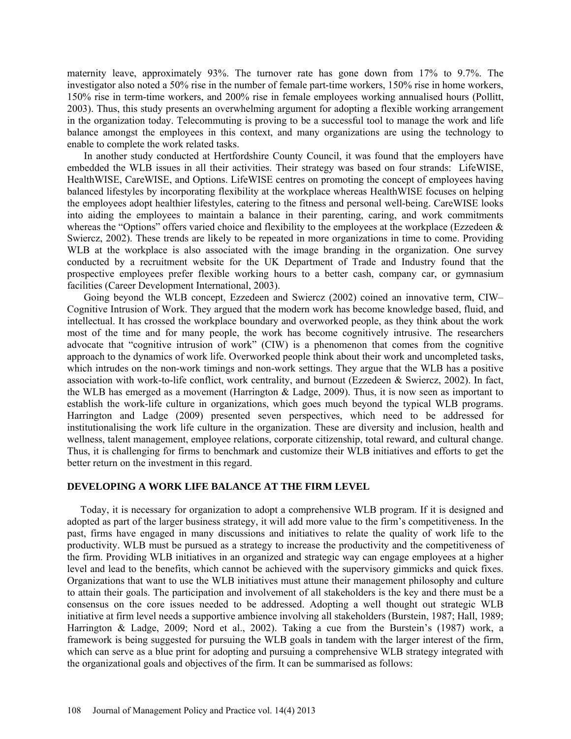maternity leave, approximately 93%. The turnover rate has gone down from 17% to 9.7%. The investigator also noted a 50% rise in the number of female part-time workers, 150% rise in home workers, 150% rise in term-time workers, and 200% rise in female employees working annualised hours (Pollitt, 2003). Thus, this study presents an overwhelming argument for adopting a flexible working arrangement in the organization today. Telecommuting is proving to be a successful tool to manage the work and life balance amongst the employees in this context, and many organizations are using the technology to enable to complete the work related tasks.

In another study conducted at Hertfordshire County Council, it was found that the employers have embedded the WLB issues in all their activities. Their strategy was based on four strands: LifeWISE, HealthWISE, CareWISE, and Options. LifeWISE centres on promoting the concept of employees having balanced lifestyles by incorporating flexibility at the workplace whereas HealthWISE focuses on helping the employees adopt healthier lifestyles, catering to the fitness and personal well-being. CareWISE looks into aiding the employees to maintain a balance in their parenting, caring, and work commitments whereas the "Options" offers varied choice and flexibility to the employees at the workplace (Ezzedeen & Swiercz, 2002). These trends are likely to be repeated in more organizations in time to come. Providing WLB at the workplace is also associated with the image branding in the organization. One survey conducted by a recruitment website for the UK Department of Trade and Industry found that the prospective employees prefer flexible working hours to a better cash, company car, or gymnasium facilities (Career Development International, 2003).

Going beyond the WLB concept, Ezzedeen and Swiercz (2002) coined an innovative term, CIW–Cognitive Intrusion of Work. They argued that the modern work has become knowledge based, fluid, and intellectual. It has crossed the workplace boundary and overworked people, as they think about the work most of the time and for many people, the work has become cognitively intrusive. The researchers advocate that "cognitive intrusion of work" (CIW) is a phenomenon that comes from the cognitive approach to the dynamics of work life. Overworked people think about their work and uncompleted tasks, which intrudes on the non-work timings and non-work settings. They argue that the WLB has a positive association with work-to-life conflict, work centrality, and burnout (Ezzedeen & Swiercz, 2002). In fact, the WLB has emerged as a movement (Harrington & Ladge, 2009). Thus, it is now seen as important to establish the work-life culture in organizations, which goes much beyond the typical WLB programs. Harrington and Ladge (2009) presented seven perspectives, which need to be addressed for institutionalising the work life culture in the organization. These are diversity and inclusion, health and wellness, talent management, employee relations, corporate citizenship, total reward, and cultural change. Thus, it is challenging for firms to benchmark and customize their WLB initiatives and efforts to get the better return on the investment in this regard.

## DEVELOPING A WORK LIFE BALANCE AT THE FIRM LEVEL

Today, it is necessary for organization to adopt a comprehensive WLB program. If it is designed and adopted as part of the larger business strategy, it will add more value to the firm's competitiveness. In the past, firms have engaged in many discussions and initiatives to relate the quality of work life to the productivity. WLB must be pursued as a strategy to increase the productivity and the competitiveness of the firm. Providing WLB initiatives in an organized and strategic way can engage employees at a higher level and lead to the benefits, which cannot be achieved with the supervisory gimmicks and quick fixes. Organizations that want to use the WLB initiatives must attune their management philosophy and culture to attain their goals. The participation and involvement of all stakeholders is the key and there must be a consensus on the core issues needed to be addressed. Adopting a well thought out strategic WLB initiative at firm level needs a supportive ambience involving all stakeholders (Burstein, 1987; Hall, 1989; Harrington & Ladge, 2009; Nord et al., 2002). Taking a cue from the Burstein's (1987) work, a framework is being suggested for pursuing the WLB goals in tandem with the larger interest of the firm, which can serve as a blue print for adopting and pursuing a comprehensive WLB strategy integrated with the organizational goals and objectives of the firm. It can be summarised as follows: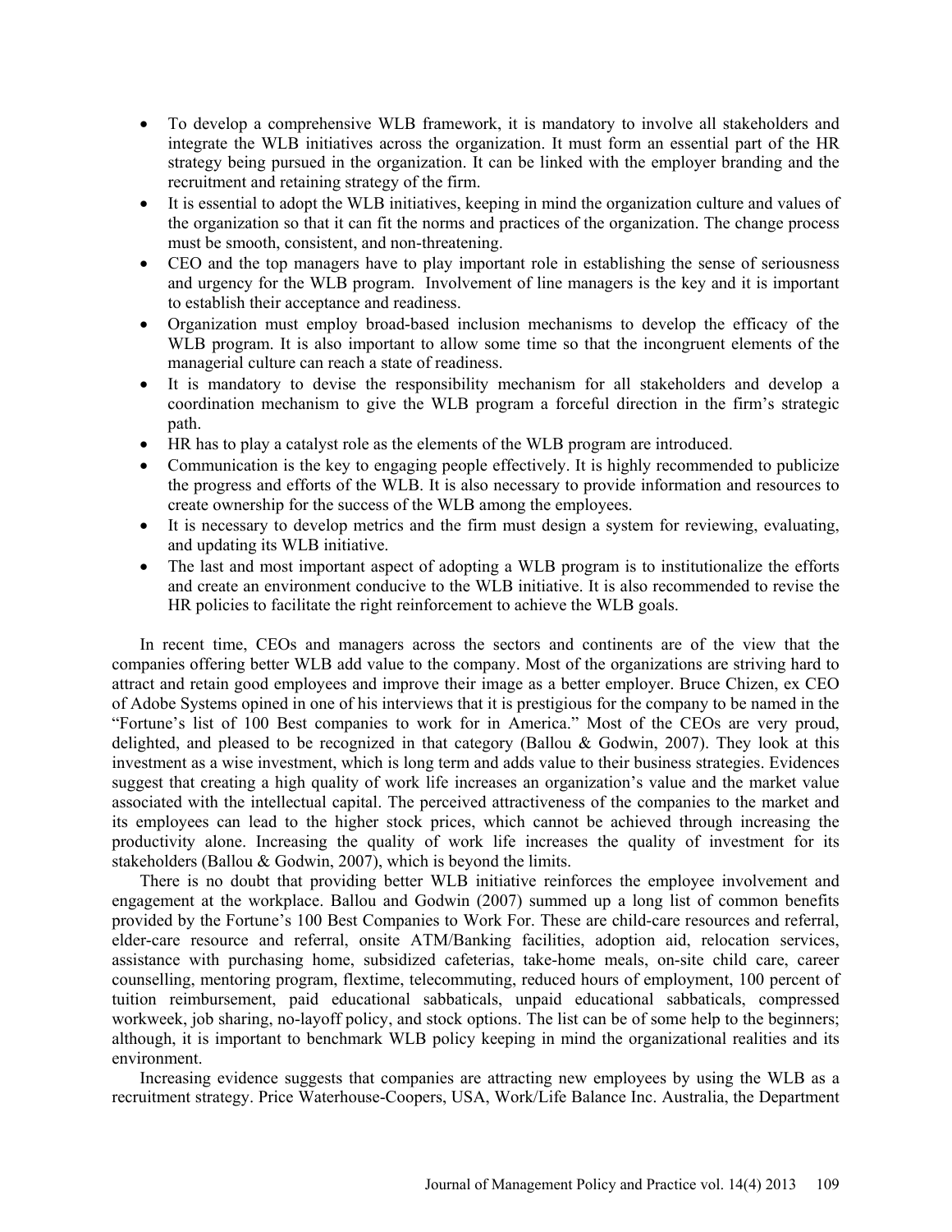- To develop a comprehensive WLB framework, it is mandatory to involve all stakeholders and integrate the WLB initiatives across the organization. It must form an essential part of the HR strategy being pursued in the organization. It can be linked with the employer branding and the recruitment and retaining strategy of the firm.
- It is essential to adopt the WLB initiatives, keeping in mind the organization culture and values of the organization so that it can fit the norms and practices of the organization. The change process must be smooth, consistent, and non-threatening.
- CEO and the top managers have to play important role in establishing the sense of seriousness and urgency for the WLB program. Involvement of line managers is the key and it is important to establish their acceptance and readiness.
- Organization must employ broad-based inclusion mechanisms to develop the efficacy of the WLB program. It is also important to allow some time so that the incongruent elements of the managerial culture can reach a state of readiness.
- It is mandatory to devise the responsibility mechanism for all stakeholders and develop a coordination mechanism to give the WLB program a forceful direction in the firm's strategic path.
- HR has to play a catalyst role as the elements of the WLB program are introduced.
- Communication is the key to engaging people effectively. It is highly recommended to publicize the progress and efforts of the WLB. It is also necessary to provide information and resources to create ownership for the success of the WLB among the employees.
- It is necessary to develop metrics and the firm must design a system for reviewing, evaluating, and updating its WLB initiative.
- The last and most important aspect of adopting a WLB program is to institutionalize the efforts and create an environment conducive to the WLB initiative. It is also recommended to revise the HR policies to facilitate the right reinforcement to achieve the WLB goals.

In recent time, CEOs and managers across the sectors and continents are of the view that the companies offering better WLB add value to the company. Most of the organizations are striving hard to attract and retain good employees and improve their image as a better employer. Bruce Chizen, ex CEO of Adobe Systems opined in one of his interviews that it is prestigious for the company to be named in the "Fortune's list of 100 Best companies to work for in America." Most of the CEOs are very proud, delighted, and pleased to be recognized in that category (Ballou & Godwin, 2007). They look at this investment as a wise investment, which is long term and adds value to their business strategies. Evidences suggest that creating a high quality of work life increases an organization's value and the market value associated with the intellectual capital. The perceived attractiveness of the companies to the market and its employees can lead to the higher stock prices, which cannot be achieved through increasing the productivity alone. Increasing the quality of work life increases the quality of investment for its stakeholders (Ballou & Godwin, 2007), which is beyond the limits.

There is no doubt that providing better WLB initiative reinforces the employee involvement and engagement at the workplace. Ballou and Godwin (2007) summed up a long list of common benefits provided by the Fortune's 100 Best Companies to Work For. These are child-care resources and referral, elder-care resource and referral, onsite ATM/Banking facilities, adoption aid, relocation services, assistance with purchasing home, subsidized cafeterias, take-home meals, on-site child care, career counselling, mentoring program, flextime, telecommuting, reduced hours of employment, 100 percent of tuition reimbursement, paid educational sabbaticals, unpaid educational sabbaticals, compressed workweek, job sharing, no-layoff policy, and stock options. The list can be of some help to the beginners; although, it is important to benchmark WLB policy keeping in mind the organizational realities and its environment.

Increasing evidence suggests that companies are attracting new employees by using the WLB as a recruitment strategy. Price Waterhouse-Coopers, USA, Work/Life Balance Inc. Australia, the Department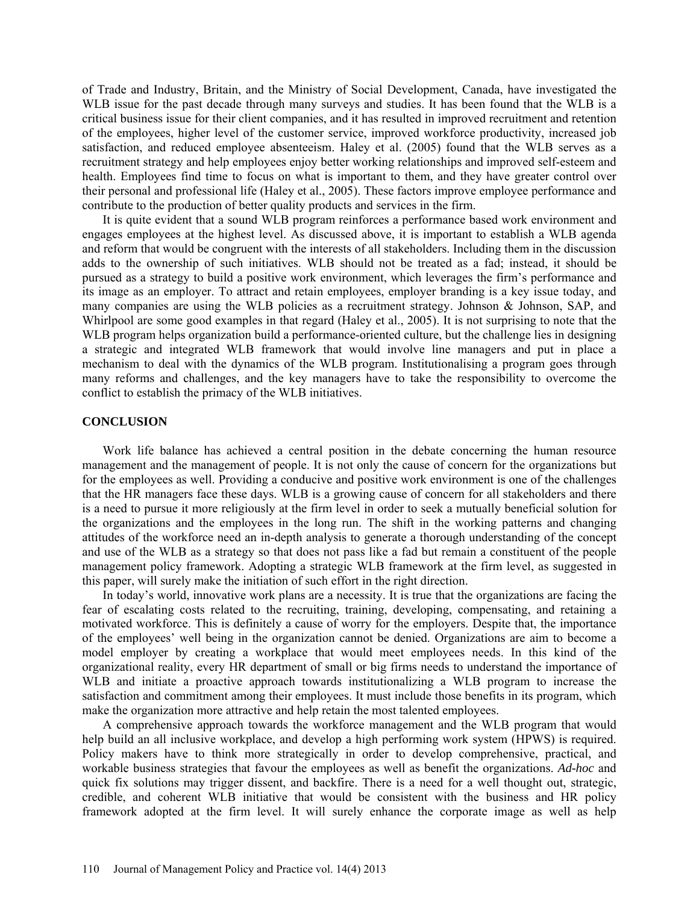of Trade and Industry, Britain, and the Ministry of Social Development, Canada, have investigated the WLB issue for the past decade through many surveys and studies. It has been found that the WLB is a critical business issue for their client companies, and it has resulted in improved recruitment and retention of the employees, higher level of the customer service, improved workforce productivity, increased job satisfaction, and reduced employee absenteeism. Haley et al. (2005) found that the WLB serves as a recruitment strategy and help employees enjoy better working relationships and improved self-esteem and health. Employees find time to focus on what is important to them, and they have greater control over their personal and professional life (Haley et al., 2005). These factors improve employee performance and contribute to the production of better quality products and services in the firm.

It is quite evident that a sound WLB program reinforces a performance based work environment and engages employees at the highest level. As discussed above, it is important to establish a WLB agenda and reform that would be congruent with the interests of all stakeholders. Including them in the discussion adds to the ownership of such initiatives. WLB should not be treated as a fad; instead, it should be pursued as a strategy to build a positive work environment, which leverages the firm's performance and its image as an employer. To attract and retain employees, employer branding is a key issue today, and many companies are using the WLB policies as a recruitment strategy. Johnson & Johnson, SAP, and Whirlpool are some good examples in that regard (Haley et al., 2005). It is not surprising to note that the WLB program helps organization build a performance-oriented culture, but the challenge lies in designing a strategic and integrated WLB framework that would involve line managers and put in place a mechanism to deal with the dynamics of the WLB program. Institutionalising a program goes through many reforms and challenges, and the key managers have to take the responsibility to overcome the conflict to establish the primacy of the WLB initiatives.

## CONCLUSION

Work life balance has achieved a central position in the debate concerning the human resource management and the management of people. It is not only the cause of concern for the organizations but for the employees as well. Providing a conducive and positive work environment is one of the challenges that the HR managers face these days. WLB is a growing cause of concern for all stakeholders and there is a need to pursue it more religiously at the firm level in order to seek a mutually beneficial solution for the organizations and the employees in the long run. The shift in the working patterns and changing attitudes of the workforce need an in-depth analysis to generate a thorough understanding of the concept and use of the WLB as a strategy so that does not pass like a fad but remain a constituent of the people management policy framework. Adopting a strategic WLB framework at the firm level, as suggested in this paper, will surely make the initiation of such effort in the right direction.

In today's world, innovative work plans are a necessity. It is true that the organizations are facing the fear of escalating costs related to the recruiting, training, developing, compensating, and retaining a motivated workforce. This is definitely a cause of worry for the employers. Despite that, the importance of the employees' well being in the organization cannot be denied. Organizations are aim to become a model employer by creating a workplace that would meet employees needs. In this kind of the organizational reality, every HR department of small or big firms needs to understand the importance of WLB and initiate a proactive approach towards institutionalizing a WLB program to increase the satisfaction and commitment among their employees. It must include those benefits in its program, which make the organization more attractive and help retain the most talented employees.

A comprehensive approach towards the workforce management and the WLB program that would help build an all inclusive workplace, and develop a high performing work system (HPWS) is required. Policy makers have to think more strategically in order to develop comprehensive, practical, and workable business strategies that favour the employees as well as benefit the organizations. *Ad-hoc* and quick fix solutions may trigger dissent, and backfire. There is a need for a well thought out, strategic, credible, and coherent WLB initiative that would be consistent with the business and HR policy framework adopted at the firm level. It will surely enhance the corporate image as well as help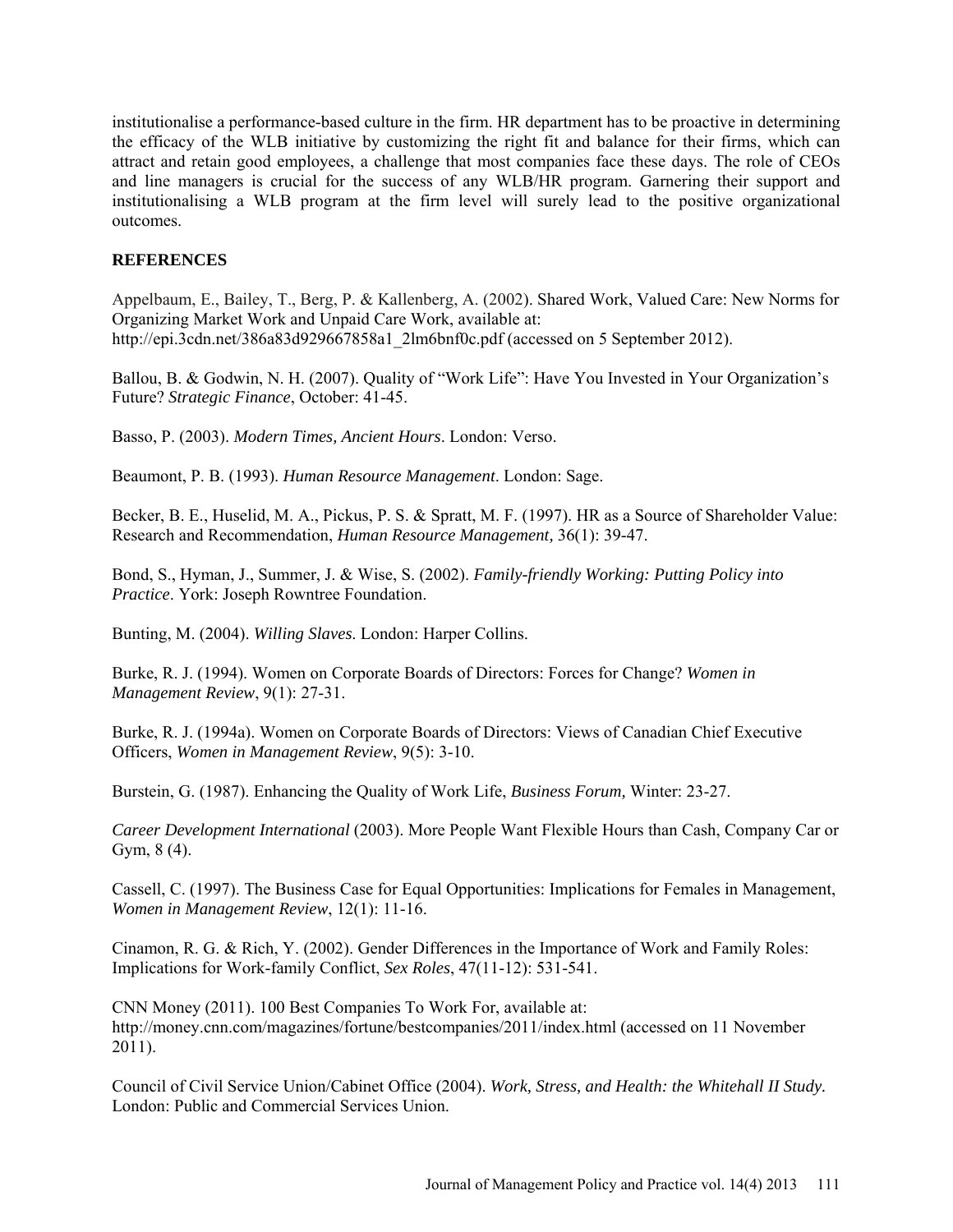institutionalise a performance-based culture in the firm. HR department has to be proactive in determining the efficacy of the WLB initiative by customizing the right fit and balance for their firms, which can attract and retain good employees, a challenge that most companies face these days. The role of CEOs and line managers is crucial for the success of any WLB/HR program. Garnering their support and institutionalising a WLB program at the firm level will surely lead to the positive organizational outcomes.

## REFERENCES

Appelbaum, E., Bailey, T., Berg, P. & Kallenberg, A. (2002). Shared Work, Valued Care: New Norms for Organizing Market Work and Unpaid Care Work, available at: http://epi.3cdn.net/386a83d929667858a1_2lm6bnf0c.pdf (accessed on 5 September 2012).

Ballou, B. & Godwin, N. H. (2007). Quality of "Work Life": Have You Invested in Your Organization's Future? *Strategic Finance*, October: 41-45.

Basso, P. (2003). *Modern Times, Ancient Hours*. London: Verso.

Beaumont, P. B. (1993). *Human Resource Management*. London: Sage.

Becker, B. E., Huselid, M. A., Pickus, P. S. & Spratt, M. F. (1997). HR as a Source of Shareholder Value: Research and Recommendation, *Human Resource Management,* 36(1): 39-47.

Bond, S., Hyman, J., Summer, J. & Wise, S. (2002). *Family-friendly Working: Putting Policy into Practice*. York: Joseph Rowntree Foundation.

Bunting, M. (2004). *Willing Slaves*. London: Harper Collins.

Burke, R. J. (1994). Women on Corporate Boards of Directors: Forces for Change? *Women in Management Review*, 9(1): 27-31.

Burke, R. J. (1994a). Women on Corporate Boards of Directors: Views of Canadian Chief Executive Officers, *Women in Management Review*, 9(5): 3-10.

Burstein, G. (1987). Enhancing the Quality of Work Life, *Business Forum,* Winter: 23-27.

*Career Development International* (2003). More People Want Flexible Hours than Cash, Company Car or Gym, 8 (4).

Cassell, C. (1997). The Business Case for Equal Opportunities: Implications for Females in Management, *Women in Management Review*, 12(1): 11-16.

Cinamon, R. G. & Rich, Y. (2002). Gender Differences in the Importance of Work and Family Roles: Implications for Work-family Conflict, *Sex Roles*, 47(11-12): 531-541.

CNN Money (2011). 100 Best Companies To Work For, available at: http://money.cnn.com/magazines/fortune/bestcompanies/2011/index.html (accessed on 11 November 2011).

Council of Civil Service Union/Cabinet Office (2004). *Work, Stress, and Health: the Whitehall II Study.* London: Public and Commercial Services Union.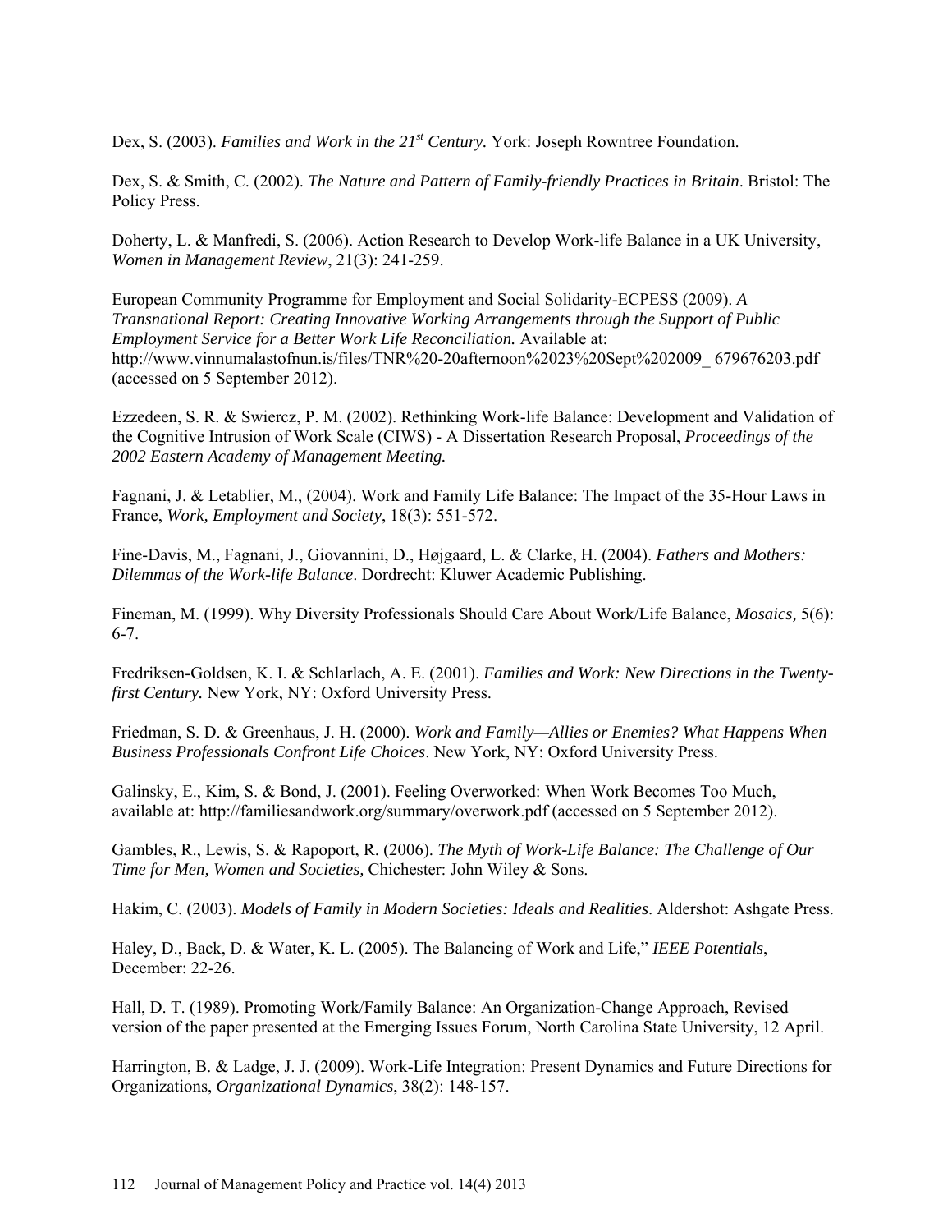Dex, S. (2003). *Families and Work in the 21st Century.* York: Joseph Rowntree Foundation.

Dex, S. & Smith, C. (2002). *The Nature and Pattern of Family-friendly Practices in Britain*. Bristol: The Policy Press.

Doherty, L. & Manfredi, S. (2006). Action Research to Develop Work-life Balance in a UK University, *Women in Management Review*, 21(3): 241-259.

European Community Programme for Employment and Social Solidarity-ECPESS (2009). *A Transnational Report: Creating Innovative Working Arrangements through the Support of Public Employment Service for a Better Work Life Reconciliation.* Available at: http://www.vinnumalastofnun.is/files/TNR%20-20afternoon%2023%20Sept%202009_ 679676203.pdf (accessed on 5 September 2012).

Ezzedeen, S. R. & Swiercz, P. M. (2002). Rethinking Work-life Balance: Development and Validation of the Cognitive Intrusion of Work Scale (CIWS) - A Dissertation Research Proposal, *Proceedings of the 2002 Eastern Academy of Management Meeting.*

Fagnani, J. & Letablier, M., (2004). Work and Family Life Balance: The Impact of the 35-Hour Laws in France, *Work, Employment and Society*, 18(3): 551-572.

Fine-Davis, M., Fagnani, J., Giovannini, D., Højgaard, L. & Clarke, H. (2004). *Fathers and Mothers: Dilemmas of the Work-life Balance*. Dordrecht: Kluwer Academic Publishing.

Fineman, M. (1999). Why Diversity Professionals Should Care About Work/Life Balance, *Mosaics,* 5(6): 6-7.

Fredriksen-Goldsen, K. I. & Schlarlach, A. E. (2001). *Families and Work: New Directions in the Twenty-first Century.* New York, NY: Oxford University Press.

Friedman, S. D. & Greenhaus, J. H. (2000). *Work and Family—Allies or Enemies? What Happens When Business Professionals Confront Life Choices*. New York, NY: Oxford University Press.

Galinsky, E., Kim, S. & Bond, J. (2001). Feeling Overworked: When Work Becomes Too Much, available at: http://familiesandwork.org/summary/overwork.pdf (accessed on 5 September 2012).

Gambles, R., Lewis, S. & Rapoport, R. (2006). *The Myth of Work-Life Balance: The Challenge of Our Time for Men, Women and Societies,* Chichester: John Wiley & Sons.

Hakim, C. (2003). *Models of Family in Modern Societies: Ideals and Realities*. Aldershot: Ashgate Press.

Haley, D., Back, D. & Water, K. L. (2005). The Balancing of Work and Life," *IEEE Potentials*, December: 22-26.

Hall, D. T. (1989). Promoting Work/Family Balance: An Organization-Change Approach, Revised version of the paper presented at the Emerging Issues Forum, North Carolina State University, 12 April.

Harrington, B. & Ladge, J. J. (2009). Work-Life Integration: Present Dynamics and Future Directions for Organizations, *Organizational Dynamics*, 38(2): 148-157.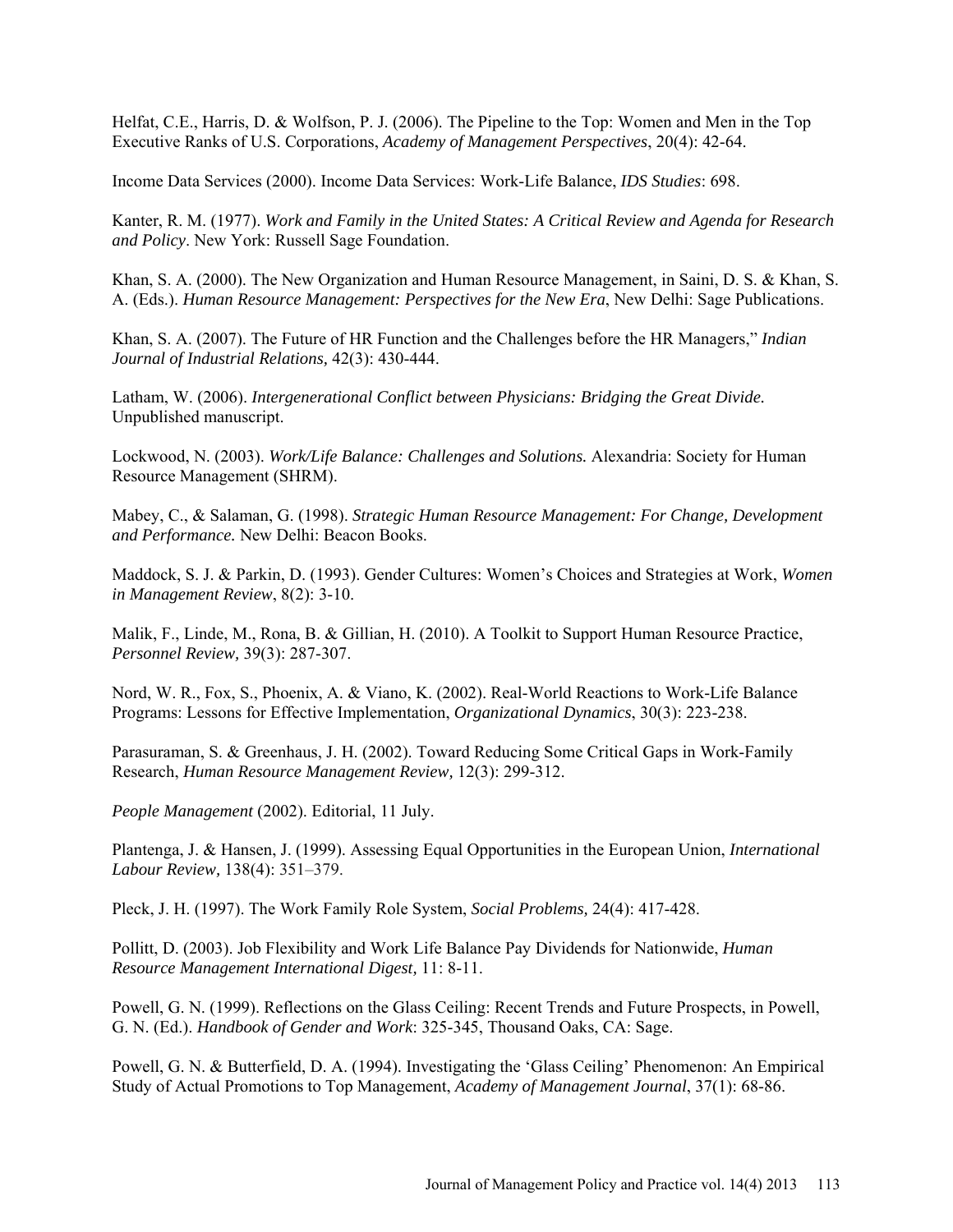Helfat, C.E., Harris, D. & Wolfson, P. J. (2006). The Pipeline to the Top: Women and Men in the Top Executive Ranks of U.S. Corporations, *Academy of Management Perspectives*, 20(4): 42-64.

Income Data Services (2000). Income Data Services: Work-Life Balance, *IDS Studies*: 698.

Kanter, R. M. (1977). *Work and Family in the United States: A Critical Review and Agenda for Research and Policy*. New York: Russell Sage Foundation.

Khan, S. A. (2000). The New Organization and Human Resource Management, in Saini, D. S. & Khan, S. A. (Eds.). *Human Resource Management: Perspectives for the New Era*, New Delhi: Sage Publications.

Khan, S. A. (2007). The Future of HR Function and the Challenges before the HR Managers," *Indian Journal of Industrial Relations,* 42(3): 430-444.

Latham, W. (2006). *Intergenerational Conflict between Physicians: Bridging the Great Divide.* Unpublished manuscript.

Lockwood, N. (2003). *Work/Life Balance: Challenges and Solutions.* Alexandria: Society for Human Resource Management (SHRM).

Mabey, C., & Salaman, G. (1998). *Strategic Human Resource Management: For Change, Development and Performance.* New Delhi: Beacon Books.

Maddock, S. J. & Parkin, D. (1993). Gender Cultures: Women's Choices and Strategies at Work, *Women in Management Review*, 8(2): 3-10.

Malik, F., Linde, M., Rona, B. & Gillian, H. (2010). A Toolkit to Support Human Resource Practice, *Personnel Review,* 39(3): 287-307.

Nord, W. R., Fox, S., Phoenix, A. & Viano, K. (2002). Real-World Reactions to Work-Life Balance Programs: Lessons for Effective Implementation, *Organizational Dynamics*, 30(3): 223-238.

Parasuraman, S. & Greenhaus, J. H. (2002). Toward Reducing Some Critical Gaps in Work-Family Research, *Human Resource Management Review,* 12(3): 299-312.

*People Management* (2002). Editorial, 11 July.

Plantenga, J. & Hansen, J. (1999). Assessing Equal Opportunities in the European Union, *International Labour Review,* 138(4): 351–379.

Pleck, J. H. (1997). The Work Family Role System, *Social Problems,* 24(4): 417-428.

Pollitt, D. (2003). Job Flexibility and Work Life Balance Pay Dividends for Nationwide, *Human Resource Management International Digest,* 11: 8-11.

Powell, G. N. (1999). Reflections on the Glass Ceiling: Recent Trends and Future Prospects, in Powell, G. N. (Ed.). *Handbook of Gender and Work*: 325-345, Thousand Oaks, CA: Sage.

Powell, G. N. & Butterfield, D. A. (1994). Investigating the 'Glass Ceiling' Phenomenon: An Empirical Study of Actual Promotions to Top Management, *Academy of Management Journal*, 37(1): 68-86.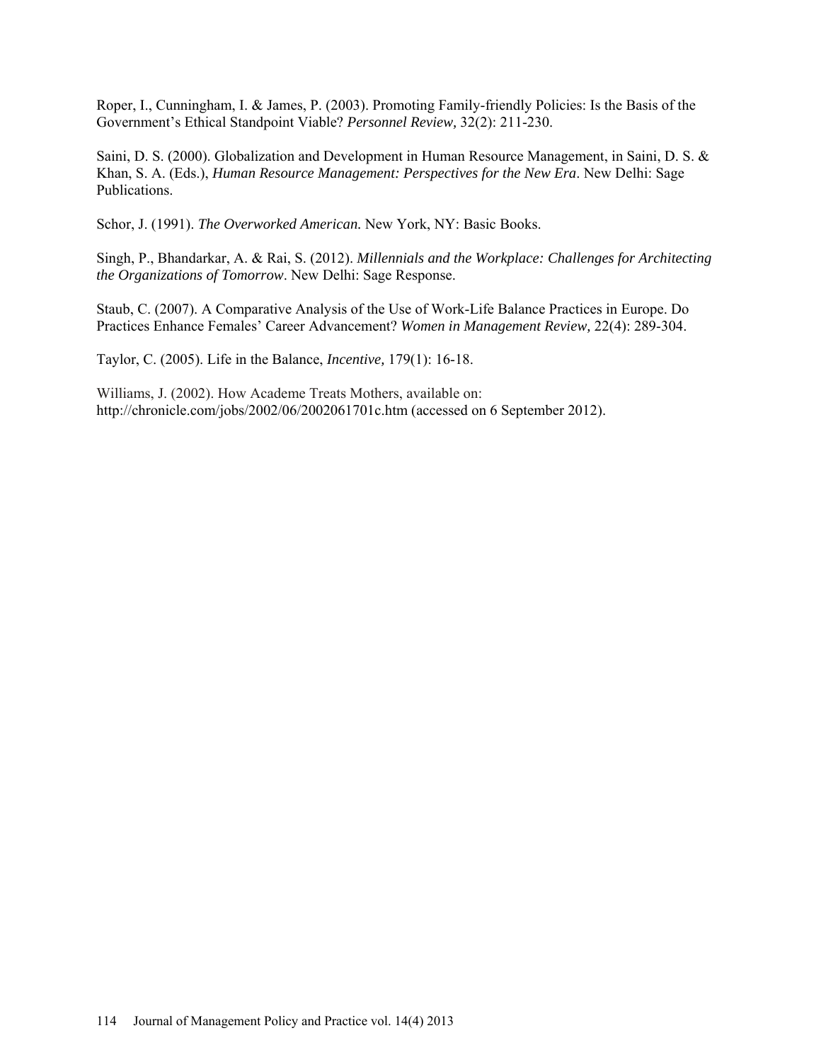Roper, I., Cunningham, I. & James, P. (2003). Promoting Family-friendly Policies: Is the Basis of the Government's Ethical Standpoint Viable? *Personnel Review,* 32(2): 211-230.

Saini, D. S. (2000). Globalization and Development in Human Resource Management, in Saini, D. S. & Khan, S. A. (Eds.), *Human Resource Management: Perspectives for the New Era*. New Delhi: Sage Publications.

Schor, J. (1991). *The Overworked American.* New York, NY: Basic Books.

Singh, P., Bhandarkar, A. & Rai, S. (2012). *Millennials and the Workplace: Challenges for Architecting the Organizations of Tomorrow*. New Delhi: Sage Response.

Staub, C. (2007). A Comparative Analysis of the Use of Work-Life Balance Practices in Europe. Do Practices Enhance Females' Career Advancement? *Women in Management Review,* 22(4): 289-304.

Taylor, C. (2005). Life in the Balance, *Incentive,* 179(1): 16-18.

Williams, J. (2002). How Academe Treats Mothers, available on: http://chronicle.com/jobs/2002/06/2002061701c.htm (accessed on 6 September 2012).